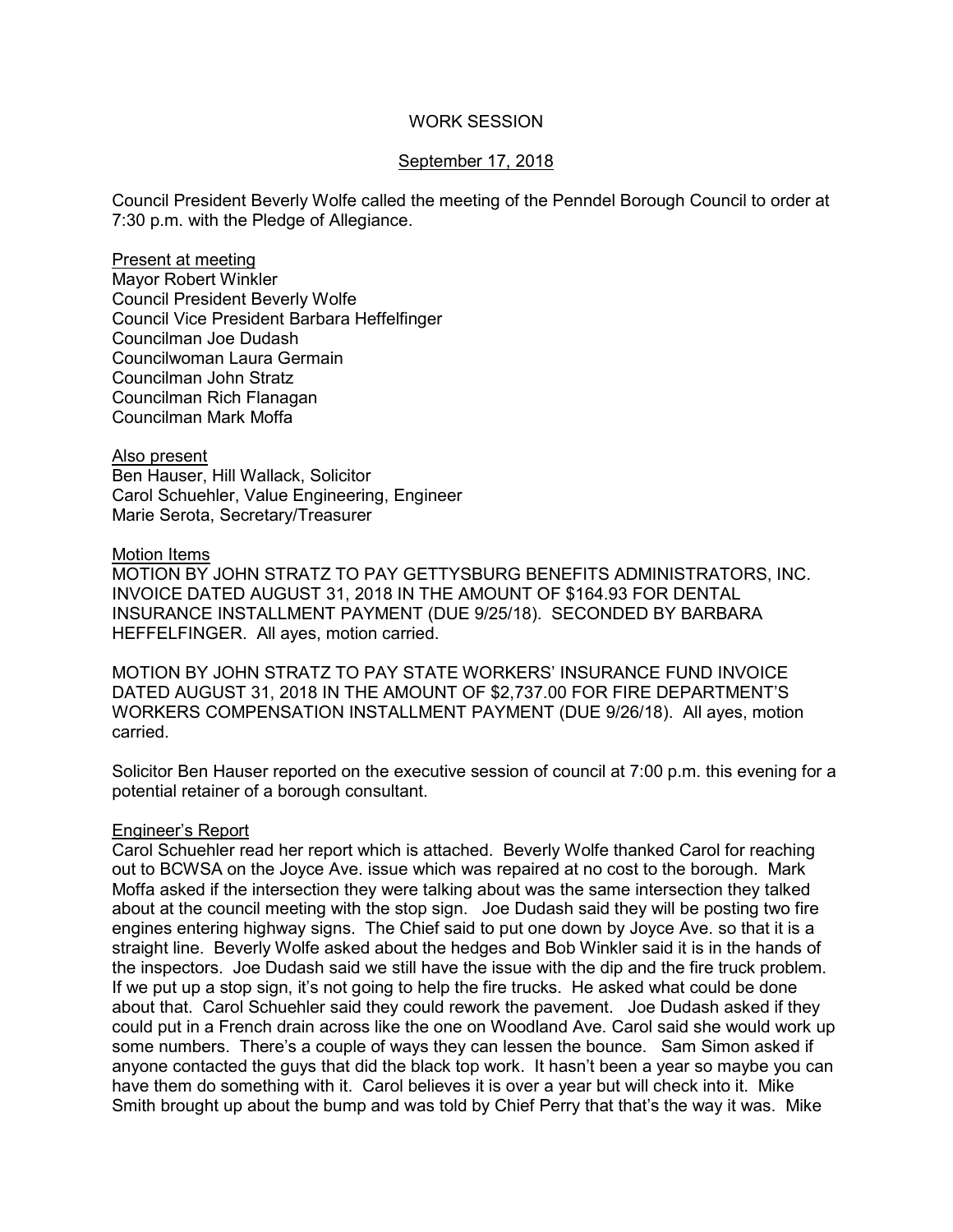WORK SESSION

September 17, 2018

Council President Beverly Wolfe called the meeting of the Penndel Borough Council to order at 7:30 p.m. with the Pledge of Allegiance.

Present at meeting
Mayor Robert Winkler
Council President Beverly Wolfe
Council Vice President Barbara Heffelfinger
Councilman Joe Dudash
Councilwoman Laura Germain
Councilman John Stratz
Councilman Rich Flanagan
Councilman Mark Moffa

Also present
Ben Hauser, Hill Wallack, Solicitor
Carol Schuehler, Value Engineering, Engineer
Marie Serota, Secretary/Treasurer

Motion Items
MOTION BY JOHN STRATZ TO PAY GETTYSBURG BENEFITS ADMINISTRATORS, INC. INVOICE DATED AUGUST 31, 2018 IN THE AMOUNT OF $164.93 FOR DENTAL INSURANCE INSTALLMENT PAYMENT (DUE 9/25/18). SECONDED BY BARBARA HEFFELFINGER. All ayes, motion carried.

MOTION BY JOHN STRATZ TO PAY STATE WORKERS' INSURANCE FUND INVOICE DATED AUGUST 31, 2018 IN THE AMOUNT OF $2,737.00 FOR FIRE DEPARTMENT'S WORKERS COMPENSATION INSTALLMENT PAYMENT (DUE 9/26/18). All ayes, motion carried.

Solicitor Ben Hauser reported on the executive session of council at 7:00 p.m. this evening for a potential retainer of a borough consultant.

Engineer's Report
Carol Schuehler read her report which is attached. Beverly Wolfe thanked Carol for reaching out to BCWSA on the Joyce Ave. issue which was repaired at no cost to the borough. Mark Moffa asked if the intersection they were talking about was the same intersection they talked about at the council meeting with the stop sign. Joe Dudash said they will be posting two fire engines entering highway signs. The Chief said to put one down by Joyce Ave. so that it is a straight line. Beverly Wolfe asked about the hedges and Bob Winkler said it is in the hands of the inspectors. Joe Dudash said we still have the issue with the dip and the fire truck problem. If we put up a stop sign, it's not going to help the fire trucks. He asked what could be done about that. Carol Schuehler said they could rework the pavement. Joe Dudash asked if they could put in a French drain across like the one on Woodland Ave. Carol said she would work up some numbers. There's a couple of ways they can lessen the bounce. Sam Simon asked if anyone contacted the guys that did the black top work. It hasn't been a year so maybe you can have them do something with it. Carol believes it is over a year but will check into it. Mike Smith brought up about the bump and was told by Chief Perry that that's the way it was. Mike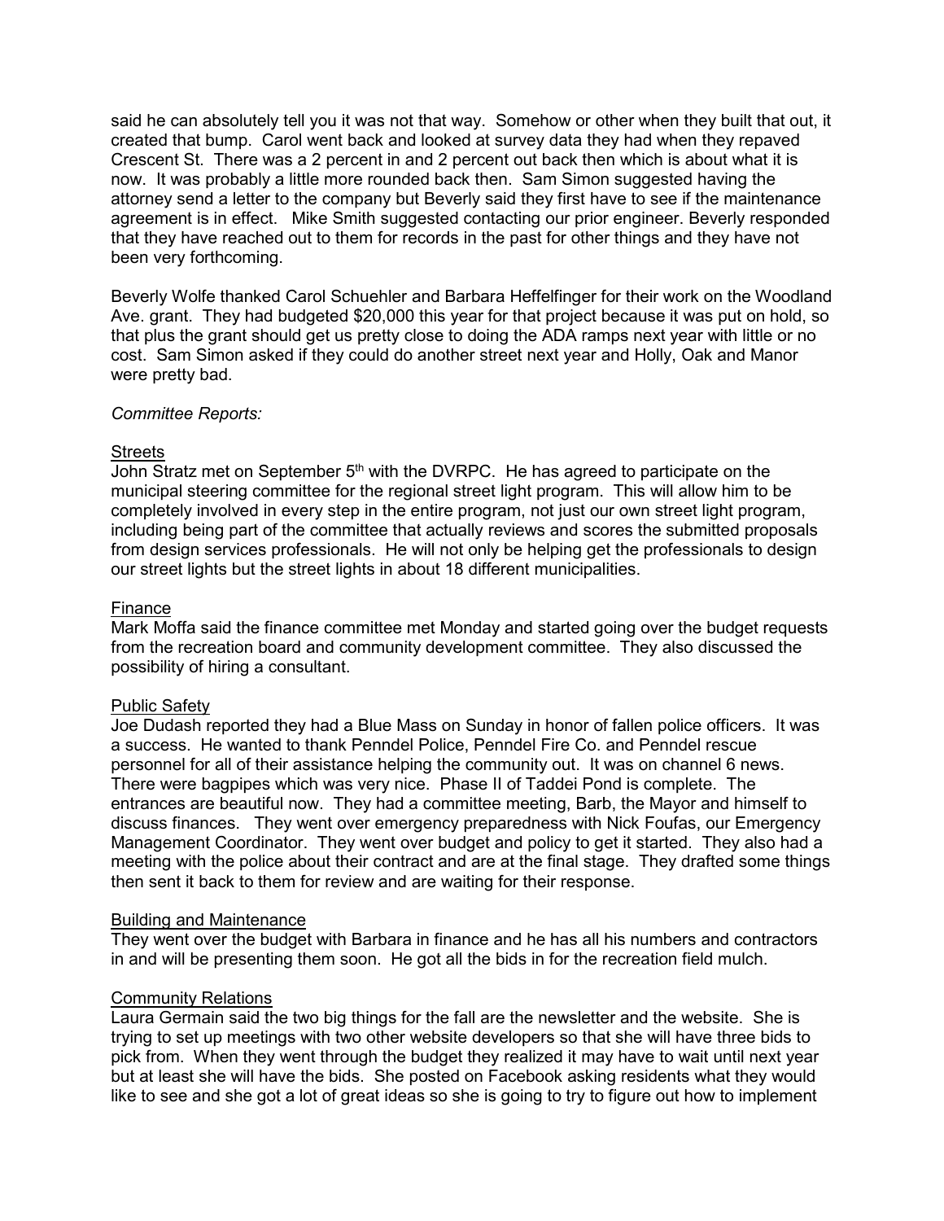said he can absolutely tell you it was not that way. Somehow or other when they built that out, it created that bump. Carol went back and looked at survey data they had when they repaved Crescent St. There was a 2 percent in and 2 percent out back then which is about what it is now. It was probably a little more rounded back then. Sam Simon suggested having the attorney send a letter to the company but Beverly said they first have to see if the maintenance agreement is in effect. Mike Smith suggested contacting our prior engineer. Beverly responded that they have reached out to them for records in the past for other things and they have not been very forthcoming.

Beverly Wolfe thanked Carol Schuehler and Barbara Heffelfinger for their work on the Woodland Ave. grant. They had budgeted $20,000 this year for that project because it was put on hold, so that plus the grant should get us pretty close to doing the ADA ramps next year with little or no cost. Sam Simon asked if they could do another street next year and Holly, Oak and Manor were pretty bad.

*Committee Reports:*

<u>Streets</u>
John Stratz met on September 5th with the DVRPC. He has agreed to participate on the municipal steering committee for the regional street light program. This will allow him to be completely involved in every step in the entire program, not just our own street light program, including being part of the committee that actually reviews and scores the submitted proposals from design services professionals. He will not only be helping get the professionals to design our street lights but the street lights in about 18 different municipalities.

<u>Finance</u>
Mark Moffa said the finance committee met Monday and started going over the budget requests from the recreation board and community development committee. They also discussed the possibility of hiring a consultant.

<u>Public Safety</u>
Joe Dudash reported they had a Blue Mass on Sunday in honor of fallen police officers. It was a success. He wanted to thank Penndel Police, Penndel Fire Co. and Penndel rescue personnel for all of their assistance helping the community out. It was on channel 6 news. There were bagpipes which was very nice. Phase II of Taddei Pond is complete. The entrances are beautiful now. They had a committee meeting, Barb, the Mayor and himself to discuss finances. They went over emergency preparedness with Nick Foufas, our Emergency Management Coordinator. They went over budget and policy to get it started. They also had a meeting with the police about their contract and are at the final stage. They drafted some things then sent it back to them for review and are waiting for their response.

<u>Building and Maintenance</u>
They went over the budget with Barbara in finance and he has all his numbers and contractors in and will be presenting them soon. He got all the bids in for the recreation field mulch.

<u>Community Relations</u>
Laura Germain said the two big things for the fall are the newsletter and the website. She is trying to set up meetings with two other website developers so that she will have three bids to pick from. When they went through the budget they realized it may have to wait until next year but at least she will have the bids. She posted on Facebook asking residents what they would like to see and she got a lot of great ideas so she is going to try to figure out how to implement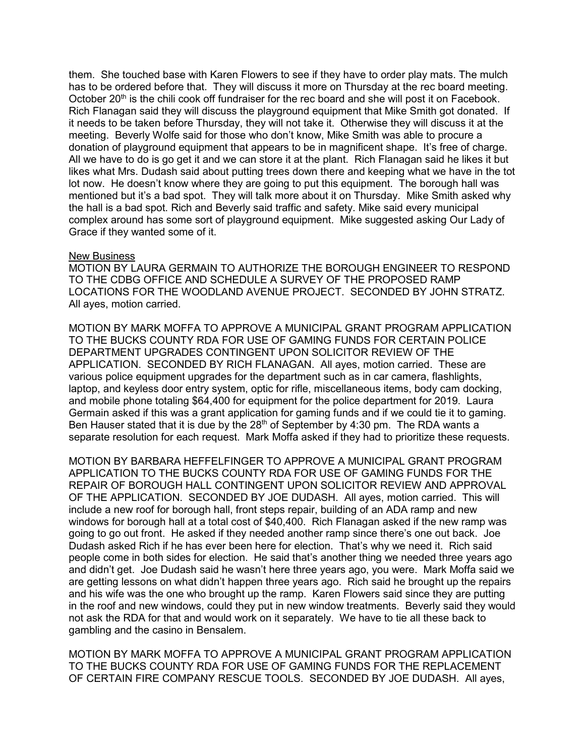them. She touched base with Karen Flowers to see if they have to order play mats. The mulch has to be ordered before that. They will discuss it more on Thursday at the rec board meeting. October 20th is the chili cook off fundraiser for the rec board and she will post it on Facebook. Rich Flanagan said they will discuss the playground equipment that Mike Smith got donated. If it needs to be taken before Thursday, they will not take it. Otherwise they will discuss it at the meeting. Beverly Wolfe said for those who don't know, Mike Smith was able to procure a donation of playground equipment that appears to be in magnificent shape. It's free of charge. All we have to do is go get it and we can store it at the plant. Rich Flanagan said he likes it but likes what Mrs. Dudash said about putting trees down there and keeping what we have in the tot lot now. He doesn't know where they are going to put this equipment. The borough hall was mentioned but it's a bad spot. They will talk more about it on Thursday. Mike Smith asked why the hall is a bad spot. Rich and Beverly said traffic and safety. Mike said every municipal complex around has some sort of playground equipment. Mike suggested asking Our Lady of Grace if they wanted some of it.

New Business

MOTION BY LAURA GERMAIN TO AUTHORIZE THE BOROUGH ENGINEER TO RESPOND TO THE CDBG OFFICE AND SCHEDULE A SURVEY OF THE PROPOSED RAMP LOCATIONS FOR THE WOODLAND AVENUE PROJECT. SECONDED BY JOHN STRATZ. All ayes, motion carried.

MOTION BY MARK MOFFA TO APPROVE A MUNICIPAL GRANT PROGRAM APPLICATION TO THE BUCKS COUNTY RDA FOR USE OF GAMING FUNDS FOR CERTAIN POLICE DEPARTMENT UPGRADES CONTINGENT UPON SOLICITOR REVIEW OF THE APPLICATION. SECONDED BY RICH FLANAGAN. All ayes, motion carried. These are various police equipment upgrades for the department such as in car camera, flashlights, laptop, and keyless door entry system, optic for rifle, miscellaneous items, body cam docking, and mobile phone totaling $64,400 for equipment for the police department for 2019. Laura Germain asked if this was a grant application for gaming funds and if we could tie it to gaming. Ben Hauser stated that it is due by the 28th of September by 4:30 pm. The RDA wants a separate resolution for each request. Mark Moffa asked if they had to prioritize these requests.

MOTION BY BARBARA HEFFELFINGER TO APPROVE A MUNICIPAL GRANT PROGRAM APPLICATION TO THE BUCKS COUNTY RDA FOR USE OF GAMING FUNDS FOR THE REPAIR OF BOROUGH HALL CONTINGENT UPON SOLICITOR REVIEW AND APPROVAL OF THE APPLICATION. SECONDED BY JOE DUDASH. All ayes, motion carried. This will include a new roof for borough hall, front steps repair, building of an ADA ramp and new windows for borough hall at a total cost of $40,400. Rich Flanagan asked if the new ramp was going to go out front. He asked if they needed another ramp since there's one out back. Joe Dudash asked Rich if he has ever been here for election. That's why we need it. Rich said people come in both sides for election. He said that's another thing we needed three years ago and didn't get. Joe Dudash said he wasn't here three years ago, you were. Mark Moffa said we are getting lessons on what didn't happen three years ago. Rich said he brought up the repairs and his wife was the one who brought up the ramp. Karen Flowers said since they are putting in the roof and new windows, could they put in new window treatments. Beverly said they would not ask the RDA for that and would work on it separately. We have to tie all these back to gambling and the casino in Bensalem.

MOTION BY MARK MOFFA TO APPROVE A MUNICIPAL GRANT PROGRAM APPLICATION TO THE BUCKS COUNTY RDA FOR USE OF GAMING FUNDS FOR THE REPLACEMENT OF CERTAIN FIRE COMPANY RESCUE TOOLS. SECONDED BY JOE DUDASH. All ayes,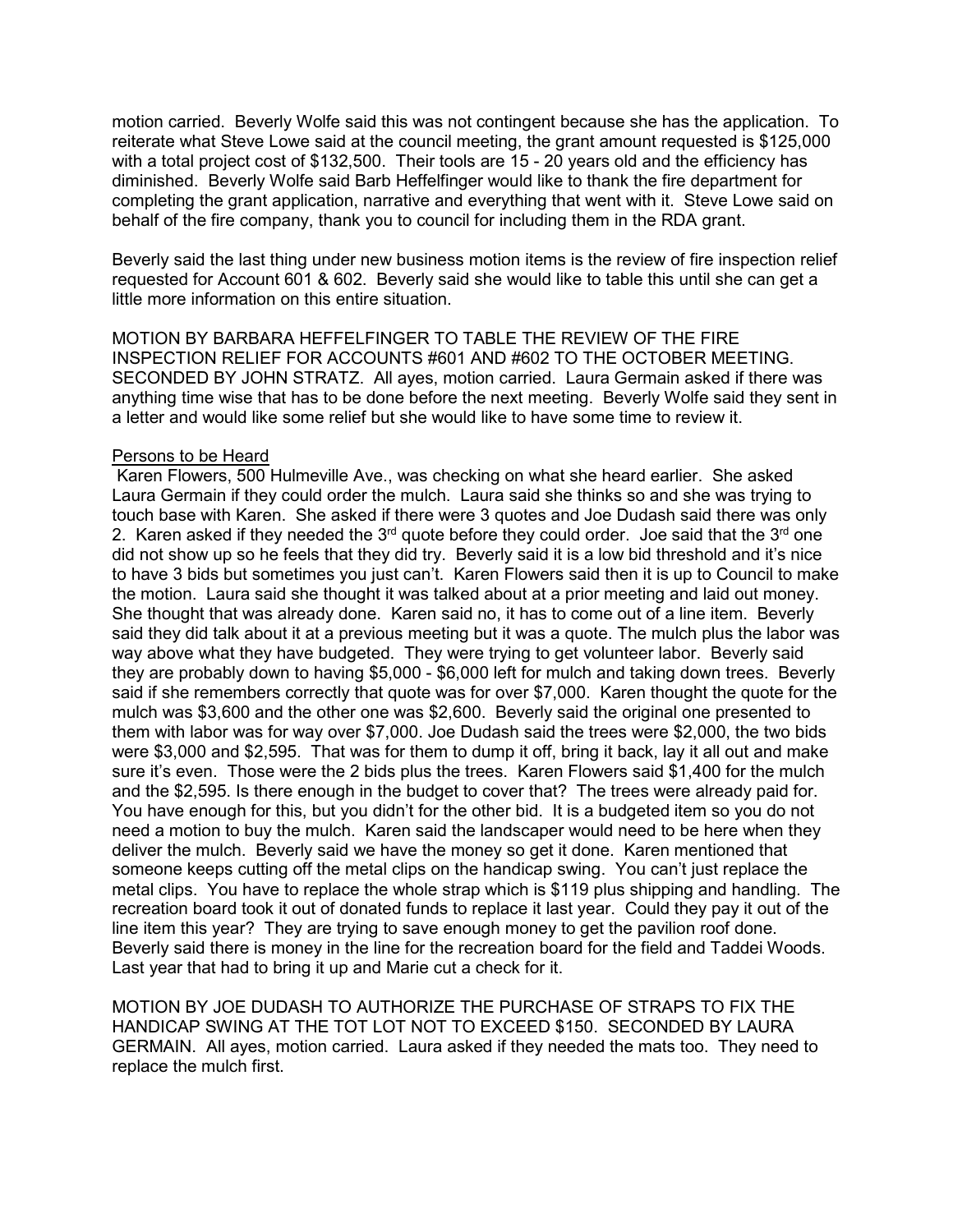motion carried. Beverly Wolfe said this was not contingent because she has the application. To reiterate what Steve Lowe said at the council meeting, the grant amount requested is $125,000 with a total project cost of $132,500. Their tools are 15 - 20 years old and the efficiency has diminished. Beverly Wolfe said Barb Heffelfinger would like to thank the fire department for completing the grant application, narrative and everything that went with it. Steve Lowe said on behalf of the fire company, thank you to council for including them in the RDA grant.

Beverly said the last thing under new business motion items is the review of fire inspection relief requested for Account 601 & 602. Beverly said she would like to table this until she can get a little more information on this entire situation.

MOTION BY BARBARA HEFFELFINGER TO TABLE THE REVIEW OF THE FIRE INSPECTION RELIEF FOR ACCOUNTS #601 AND #602 TO THE OCTOBER MEETING. SECONDED BY JOHN STRATZ. All ayes, motion carried. Laura Germain asked if there was anything time wise that has to be done before the next meeting. Beverly Wolfe said they sent in a letter and would like some relief but she would like to have some time to review it.

Persons to be Heard

Karen Flowers, 500 Hulmeville Ave., was checking on what she heard earlier. She asked Laura Germain if they could order the mulch. Laura said she thinks so and she was trying to touch base with Karen. She asked if there were 3 quotes and Joe Dudash said there was only 2. Karen asked if they needed the 3rd quote before they could order. Joe said that the 3rd one did not show up so he feels that they did try. Beverly said it is a low bid threshold and it's nice to have 3 bids but sometimes you just can't. Karen Flowers said then it is up to Council to make the motion. Laura said she thought it was talked about at a prior meeting and laid out money. She thought that was already done. Karen said no, it has to come out of a line item. Beverly said they did talk about it at a previous meeting but it was a quote. The mulch plus the labor was way above what they have budgeted. They were trying to get volunteer labor. Beverly said they are probably down to having $5,000 - $6,000 left for mulch and taking down trees. Beverly said if she remembers correctly that quote was for over $7,000. Karen thought the quote for the mulch was $3,600 and the other one was $2,600. Beverly said the original one presented to them with labor was for way over $7,000. Joe Dudash said the trees were $2,000, the two bids were $3,000 and $2,595. That was for them to dump it off, bring it back, lay it all out and make sure it's even. Those were the 2 bids plus the trees. Karen Flowers said $1,400 for the mulch and the $2,595. Is there enough in the budget to cover that? The trees were already paid for. You have enough for this, but you didn't for the other bid. It is a budgeted item so you do not need a motion to buy the mulch. Karen said the landscaper would need to be here when they deliver the mulch. Beverly said we have the money so get it done. Karen mentioned that someone keeps cutting off the metal clips on the handicap swing. You can't just replace the metal clips. You have to replace the whole strap which is $119 plus shipping and handling. The recreation board took it out of donated funds to replace it last year. Could they pay it out of the line item this year? They are trying to save enough money to get the pavilion roof done. Beverly said there is money in the line for the recreation board for the field and Taddei Woods. Last year that had to bring it up and Marie cut a check for it.

MOTION BY JOE DUDASH TO AUTHORIZE THE PURCHASE OF STRAPS TO FIX THE HANDICAP SWING AT THE TOT LOT NOT TO EXCEED $150. SECONDED BY LAURA GERMAIN. All ayes, motion carried. Laura asked if they needed the mats too. They need to replace the mulch first.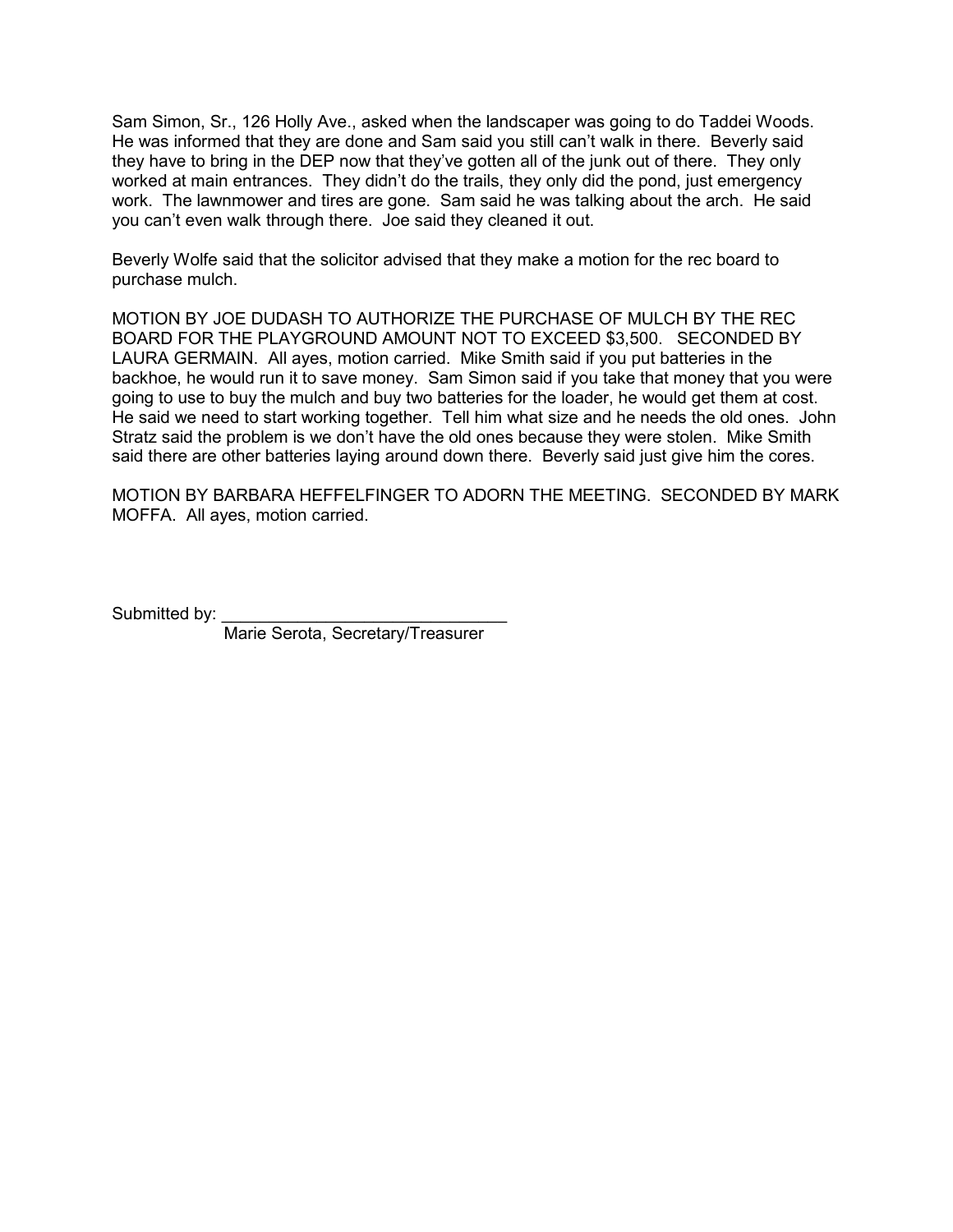Sam Simon, Sr., 126 Holly Ave., asked when the landscaper was going to do Taddei Woods. He was informed that they are done and Sam said you still can't walk in there. Beverly said they have to bring in the DEP now that they've gotten all of the junk out of there. They only worked at main entrances. They didn't do the trails, they only did the pond, just emergency work. The lawnmower and tires are gone. Sam said he was talking about the arch. He said you can't even walk through there. Joe said they cleaned it out.

Beverly Wolfe said that the solicitor advised that they make a motion for the rec board to purchase mulch.

MOTION BY JOE DUDASH TO AUTHORIZE THE PURCHASE OF MULCH BY THE REC BOARD FOR THE PLAYGROUND AMOUNT NOT TO EXCEED $3,500. SECONDED BY LAURA GERMAIN. All ayes, motion carried. Mike Smith said if you put batteries in the backhoe, he would run it to save money. Sam Simon said if you take that money that you were going to use to buy the mulch and buy two batteries for the loader, he would get them at cost. He said we need to start working together. Tell him what size and he needs the old ones. John Stratz said the problem is we don't have the old ones because they were stolen. Mike Smith said there are other batteries laying around down there. Beverly said just give him the cores.

MOTION BY BARBARA HEFFELFINGER TO ADORN THE MEETING. SECONDED BY MARK MOFFA. All ayes, motion carried.

Submitted by: ______________________________

Marie Serota, Secretary/Treasurer